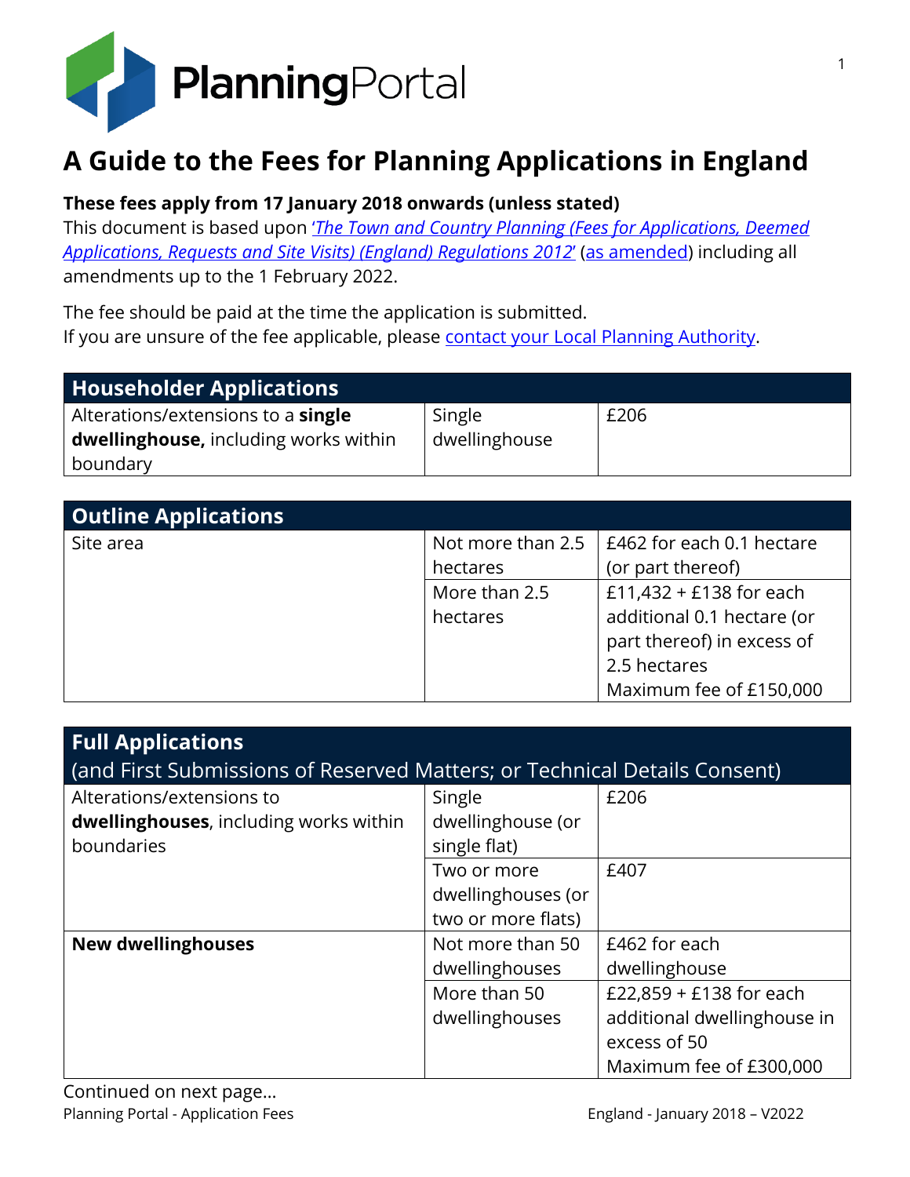# A Guide to the Fees for Planning Applications in England

**These fees apply from 17 January 2018 onwards (unless stated)**

This document is based upon '*The Town and Country Planning (Fees for Applications, Deemed Applications, Requests and Site Visits) (England) Regulations 2012*' (as amended) including all amendments up to the 1 February 2022.

The fee should be paid at the time the application is submitted.
If you are unsure of the fee applicable, please contact your Local Planning Authority.

| **Householder Applications** | | |
|---|---|---|
| Alterations/extensions to a **single dwellinghouse,** including works within boundary | Single dwellinghouse | £206 |

| **Outline Applications** | | |
|---|---|---|
| Site area | Not more than 2.5 hectares | £462 for each 0.1 hectare (or part thereof) |
| | More than 2.5 hectares | £11,432 + £138 for each additional 0.1 hectare (or part thereof) in excess of 2.5 hectares<br>Maximum fee of £150,000 |

| **Full Applications**<br>(and First Submissions of Reserved Matters; or Technical Details Consent) | | |
|---|---|---|
| Alterations/extensions to **dwellinghouses**, including works within boundaries | Single dwellinghouse (or single flat) | £206 |
| | Two or more dwellinghouses (or two or more flats) | £407 |
| **New dwellinghouses** | Not more than 50 dwellinghouses | £462 for each dwellinghouse |
| | More than 50 dwellinghouses | £22,859 + £138 for each additional dwellinghouse in excess of 50<br>Maximum fee of £300,000 |

Continued on next page...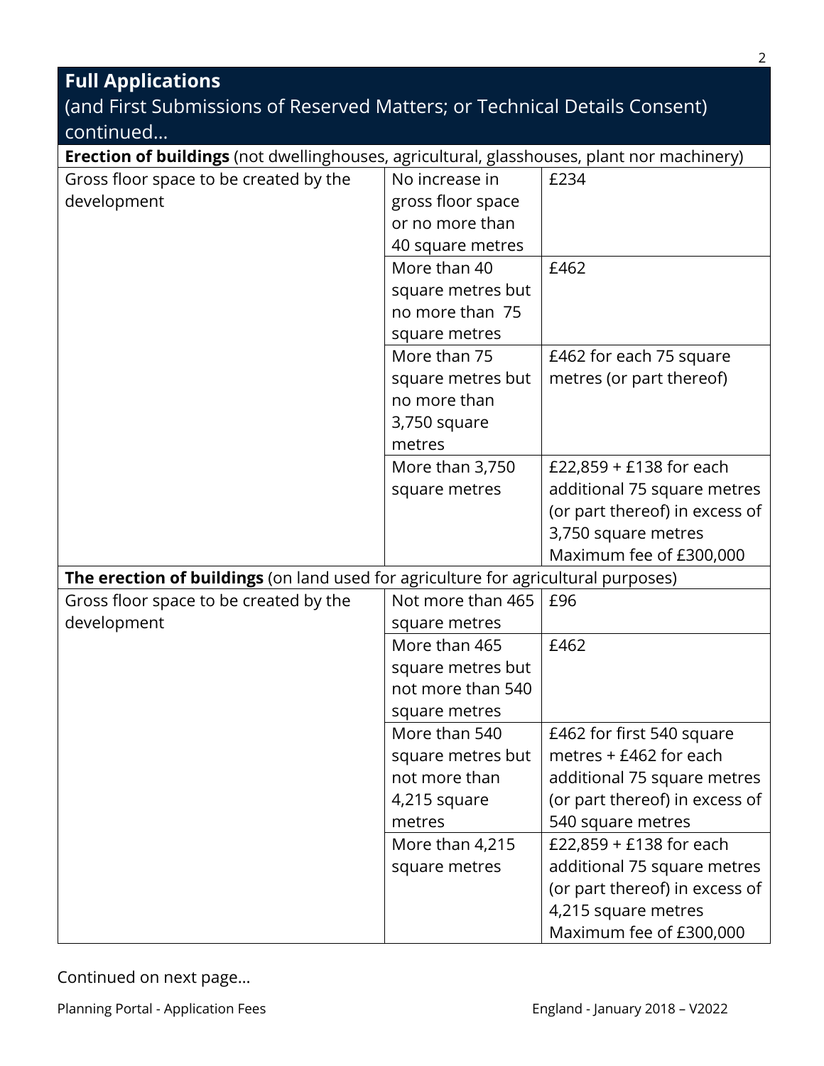## Full Applications

(and First Submissions of Reserved Matters; or Technical Details Consent) continued…

| **Erection of buildings** (not dwellinghouses, agricultural, glasshouses, plant nor machinery) | | |
|---|---|---|
| Gross floor space to be created by the development | No increase in gross floor space or no more than 40 square metres | £234 |
| | More than 40 square metres but no more than 75 square metres | £462 |
| | More than 75 square metres but no more than 3,750 square metres | £462 for each 75 square metres (or part thereof) |
| | More than 3,750 square metres | £22,859 + £138 for each additional 75 square metres (or part thereof) in excess of 3,750 square metres Maximum fee of £300,000 |
| **The erection of buildings** (on land used for agriculture for agricultural purposes) | | |
| Gross floor space to be created by the development | Not more than 465 square metres | £96 |
| | More than 465 square metres but not more than 540 square metres | £462 |
| | More than 540 square metres but not more than 4,215 square metres | £462 for first 540 square metres + £462 for each additional 75 square metres (or part thereof) in excess of 540 square metres |
| | More than 4,215 square metres | £22,859 + £138 for each additional 75 square metres (or part thereof) in excess of 4,215 square metres Maximum fee of £300,000 |

Continued on next page…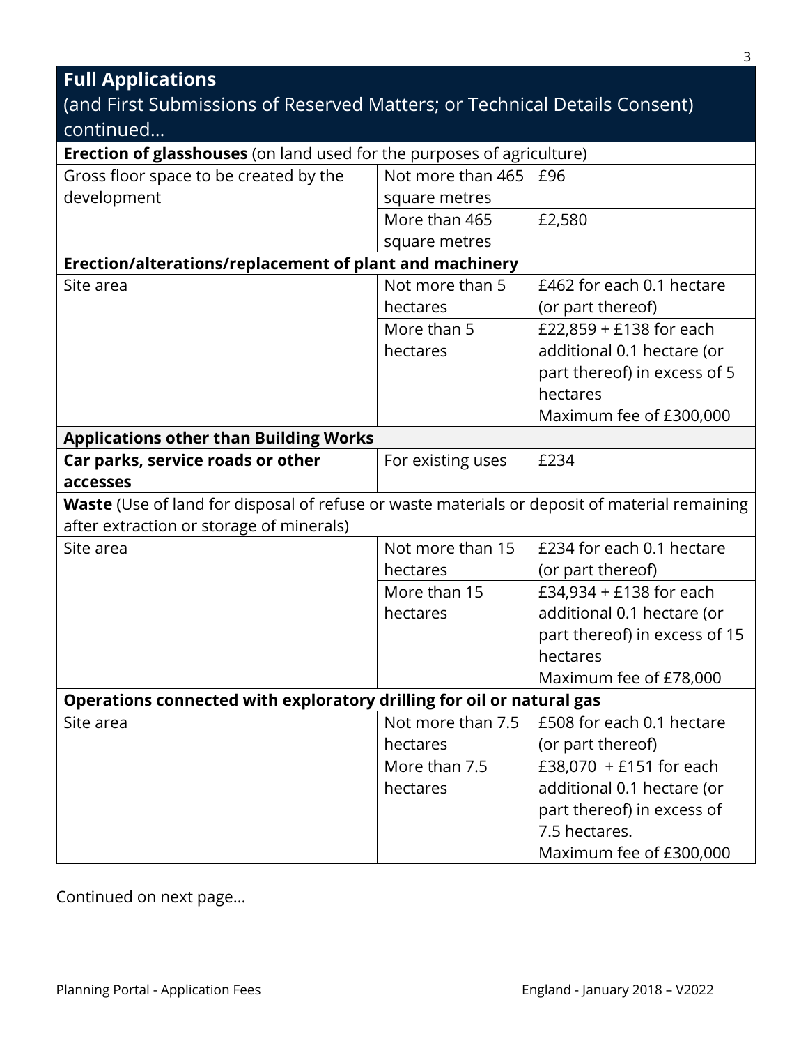| **Full Applications** (and First Submissions of Reserved Matters; or Technical Details Consent) continued... | | |
|---|---|---|
| **Erection of glasshouses** (on land used for the purposes of agriculture) | | |
| Gross floor space to be created by the development | Not more than 465 square metres | £96 |
| | More than 465 square metres | £2,580 |
| **Erection/alterations/replacement of plant and machinery** | | |
| Site area | Not more than 5 hectares | £462 for each 0.1 hectare (or part thereof) |
| | More than 5 hectares | £22,859 + £138 for each additional 0.1 hectare (or part thereof) in excess of 5 hectares<br>Maximum fee of £300,000 |
| **Applications other than Building Works** | | |
| **Car parks, service roads or other accesses** | For existing uses | £234 |
| **Waste** (Use of land for disposal of refuse or waste materials or deposit of material remaining after extraction or storage of minerals) | | |
| Site area | Not more than 15 hectares | £234 for each 0.1 hectare (or part thereof) |
| | More than 15 hectares | £34,934 + £138 for each additional 0.1 hectare (or part thereof) in excess of 15 hectares<br>Maximum fee of £78,000 |
| **Operations connected with exploratory drilling for oil or natural gas** | | |
| Site area | Not more than 7.5 hectares | £508 for each 0.1 hectare (or part thereof) |
| | More than 7.5 hectares | £38,070 + £151 for each additional 0.1 hectare (or part thereof) in excess of 7.5 hectares.<br>Maximum fee of £300,000 |

Continued on next page...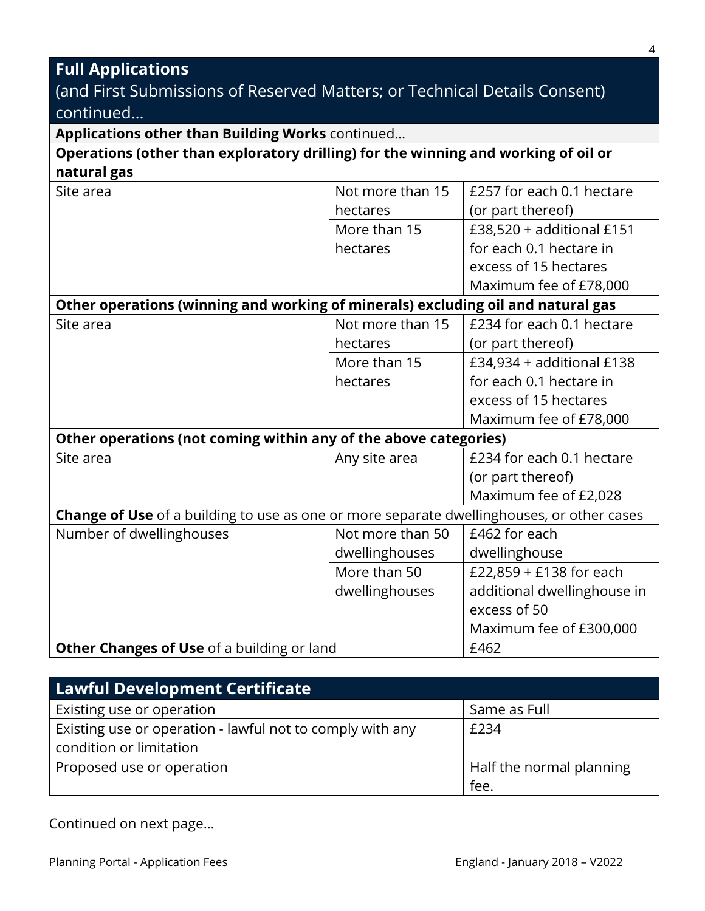## Full Applications

(and First Submissions of Reserved Matters; or Technical Details Consent) continued…

| Applications other than Building Works continued… | | |
|---|---|---|
| **Operations (other than exploratory drilling) for the winning and working of oil or natural gas** | | |
| Site area | Not more than 15 hectares | £257 for each 0.1 hectare (or part thereof) |
| | More than 15 hectares | £38,520 + additional £151 for each 0.1 hectare in excess of 15 hectares Maximum fee of £78,000 |
| **Other operations (winning and working of minerals) excluding oil and natural gas** | | |
| Site area | Not more than 15 hectares | £234 for each 0.1 hectare (or part thereof) |
| | More than 15 hectares | £34,934 + additional £138 for each 0.1 hectare in excess of 15 hectares Maximum fee of £78,000 |
| **Other operations (not coming within any of the above categories)** | | |
| Site area | Any site area | £234 for each 0.1 hectare (or part thereof) Maximum fee of £2,028 |
| **Change of Use** of a building to use as one or more separate dwellinghouses, or other cases | | |
| Number of dwellinghouses | Not more than 50 dwellinghouses | £462 for each dwellinghouse |
| | More than 50 dwellinghouses | £22,859 + £138 for each additional dwellinghouse in excess of 50 Maximum fee of £300,000 |
| **Other Changes of Use** of a building or land | | £462 |

## Lawful Development Certificate

| Lawful Development Certificate | |
|---|---|
| Existing use or operation | Same as Full |
| Existing use or operation - lawful not to comply with any condition or limitation | £234 |
| Proposed use or operation | Half the normal planning fee. |

Continued on next page…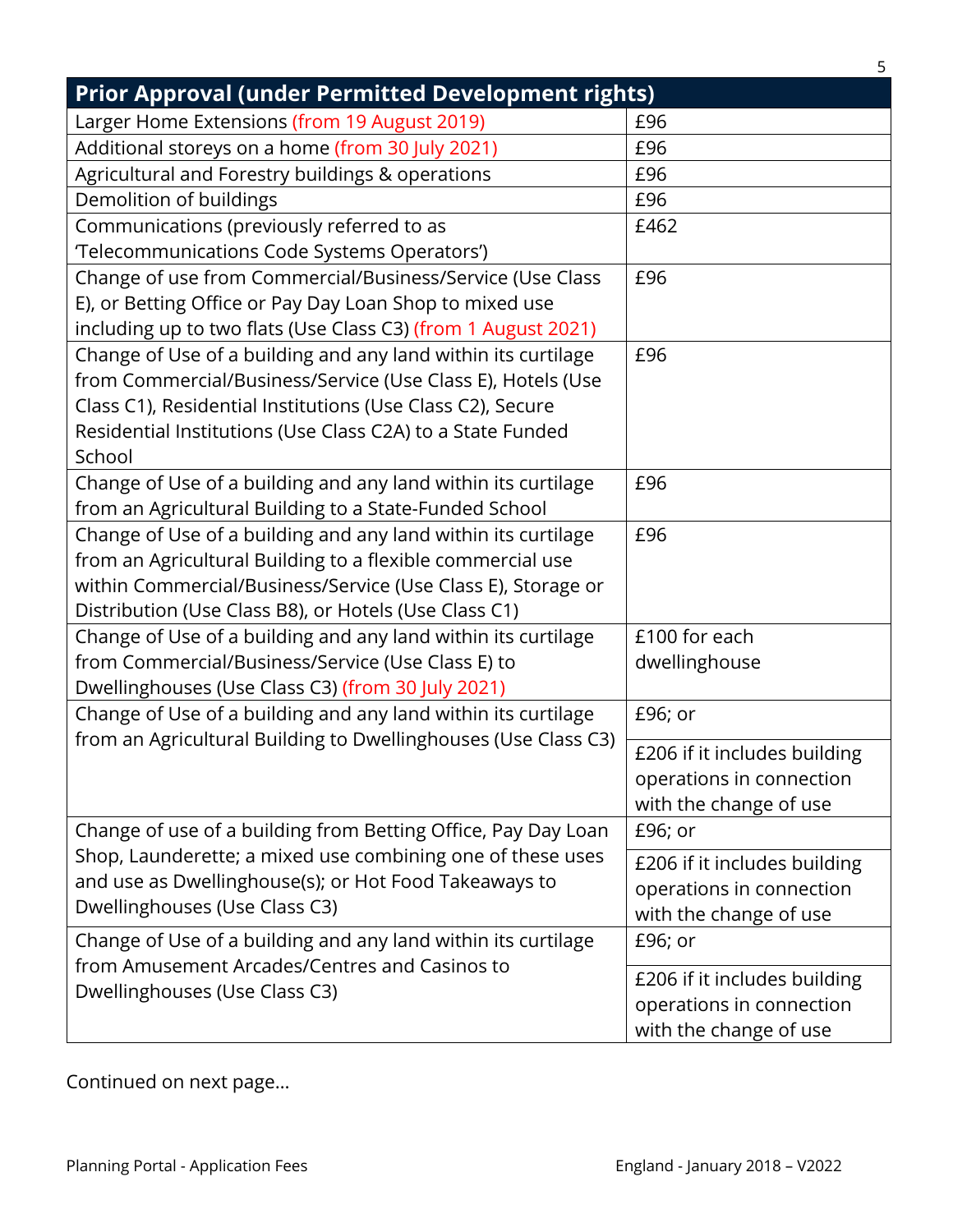| Prior Approval (under Permitted Development rights) | |
|---|---|
| Larger Home Extensions (from 19 August 2019) | £96 |
| Additional storeys on a home (from 30 July 2021) | £96 |
| Agricultural and Forestry buildings & operations | £96 |
| Demolition of buildings | £96 |
| Communications (previously referred to as 'Telecommunications Code Systems Operators') | £462 |
| Change of use from Commercial/Business/Service (Use Class E), or Betting Office or Pay Day Loan Shop to mixed use including up to two flats (Use Class C3) (from 1 August 2021) | £96 |
| Change of Use of a building and any land within its curtilage from Commercial/Business/Service (Use Class E), Hotels (Use Class C1), Residential Institutions (Use Class C2), Secure Residential Institutions (Use Class C2A) to a State Funded School | £96 |
| Change of Use of a building and any land within its curtilage from an Agricultural Building to a State-Funded School | £96 |
| Change of Use of a building and any land within its curtilage from an Agricultural Building to a flexible commercial use within Commercial/Business/Service (Use Class E), Storage or Distribution (Use Class B8), or Hotels (Use Class C1) | £96 |
| Change of Use of a building and any land within its curtilage from Commercial/Business/Service (Use Class E) to Dwellinghouses (Use Class C3) (from 30 July 2021) | £100 for each dwellinghouse |
| Change of Use of a building and any land within its curtilage from an Agricultural Building to Dwellinghouses (Use Class C3) | £96; or<br>£206 if it includes building operations in connection with the change of use |
| Change of use of a building from Betting Office, Pay Day Loan Shop, Launderette; a mixed use combining one of these uses and use as Dwellinghouse(s); or Hot Food Takeaways to Dwellinghouses (Use Class C3) | £96; or<br>£206 if it includes building operations in connection with the change of use |
| Change of Use of a building and any land within its curtilage from Amusement Arcades/Centres and Casinos to Dwellinghouses (Use Class C3) | £96; or<br>£206 if it includes building operations in connection with the change of use |

Continued on next page…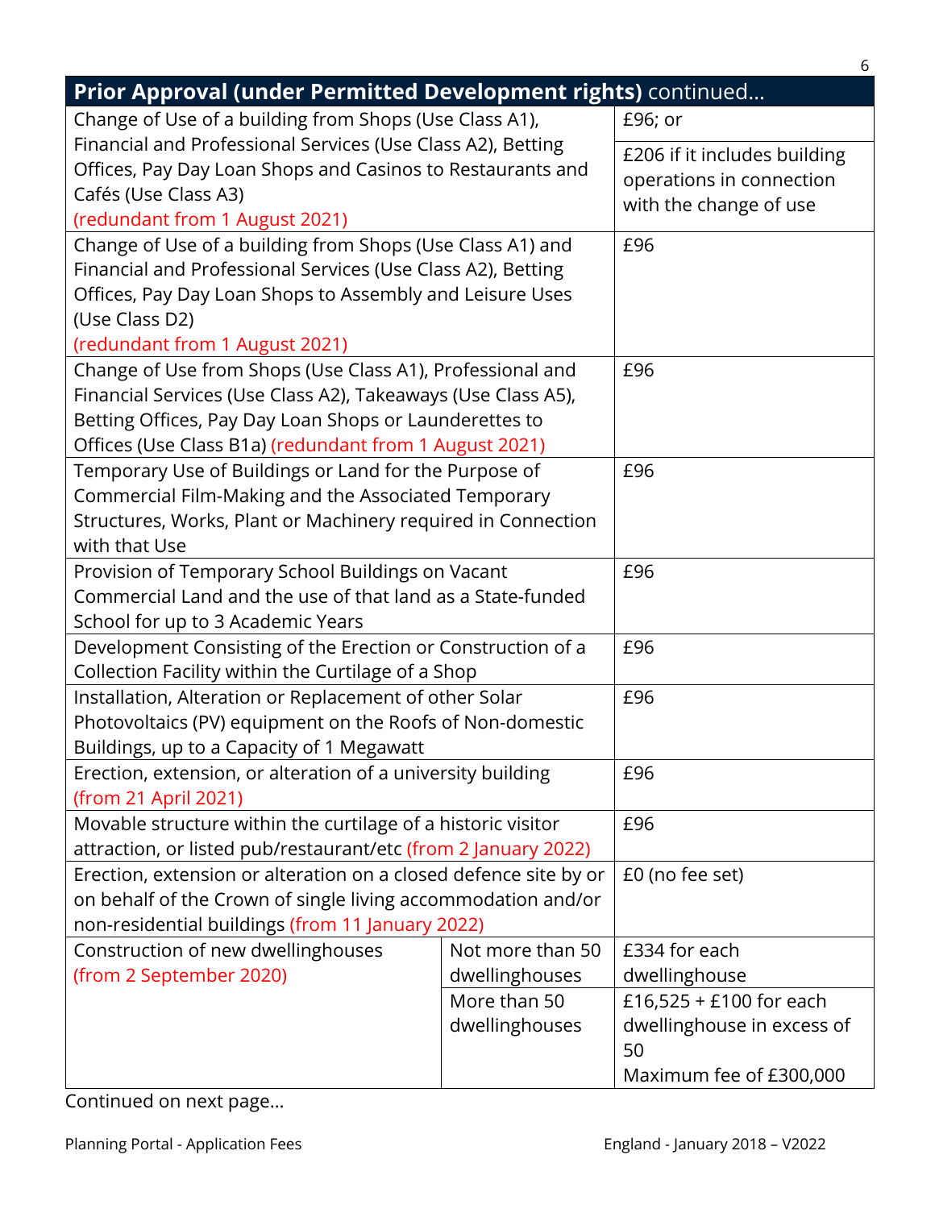| Prior Approval (under Permitted Development rights) continued… | | |
|---|---|---|
| Change of Use of a building from Shops (Use Class A1), Financial and Professional Services (Use Class A2), Betting Offices, Pay Day Loan Shops and Casinos to Restaurants and Cafés (Use Class A3) (redundant from 1 August 2021) | | £96; or £206 if it includes building operations in connection with the change of use |
| Change of Use of a building from Shops (Use Class A1) and Financial and Professional Services (Use Class A2), Betting Offices, Pay Day Loan Shops to Assembly and Leisure Uses (Use Class D2) (redundant from 1 August 2021) | | £96 |
| Change of Use from Shops (Use Class A1), Professional and Financial Services (Use Class A2), Takeaways (Use Class A5), Betting Offices, Pay Day Loan Shops or Launderettes to Offices (Use Class B1a) (redundant from 1 August 2021) | | £96 |
| Temporary Use of Buildings or Land for the Purpose of Commercial Film-Making and the Associated Temporary Structures, Works, Plant or Machinery required in Connection with that Use | | £96 |
| Provision of Temporary School Buildings on Vacant Commercial Land and the use of that land as a State-funded School for up to 3 Academic Years | | £96 |
| Development Consisting of the Erection or Construction of a Collection Facility within the Curtilage of a Shop | | £96 |
| Installation, Alteration or Replacement of other Solar Photovoltaics (PV) equipment on the Roofs of Non-domestic Buildings, up to a Capacity of 1 Megawatt | | £96 |
| Erection, extension, or alteration of a university building (from 21 April 2021) | | £96 |
| Movable structure within the curtilage of a historic visitor attraction, or listed pub/restaurant/etc (from 2 January 2022) | | £96 |
| Erection, extension or alteration on a closed defence site by or on behalf of the Crown of single living accommodation and/or non-residential buildings (from 11 January 2022) | | £0 (no fee set) |
| Construction of new dwellinghouses (from 2 September 2020) | Not more than 50 dwellinghouses | £334 for each dwellinghouse |
| | More than 50 dwellinghouses | £16,525 + £100 for each dwellinghouse in excess of 50<br>Maximum fee of £300,000 |

Continued on next page…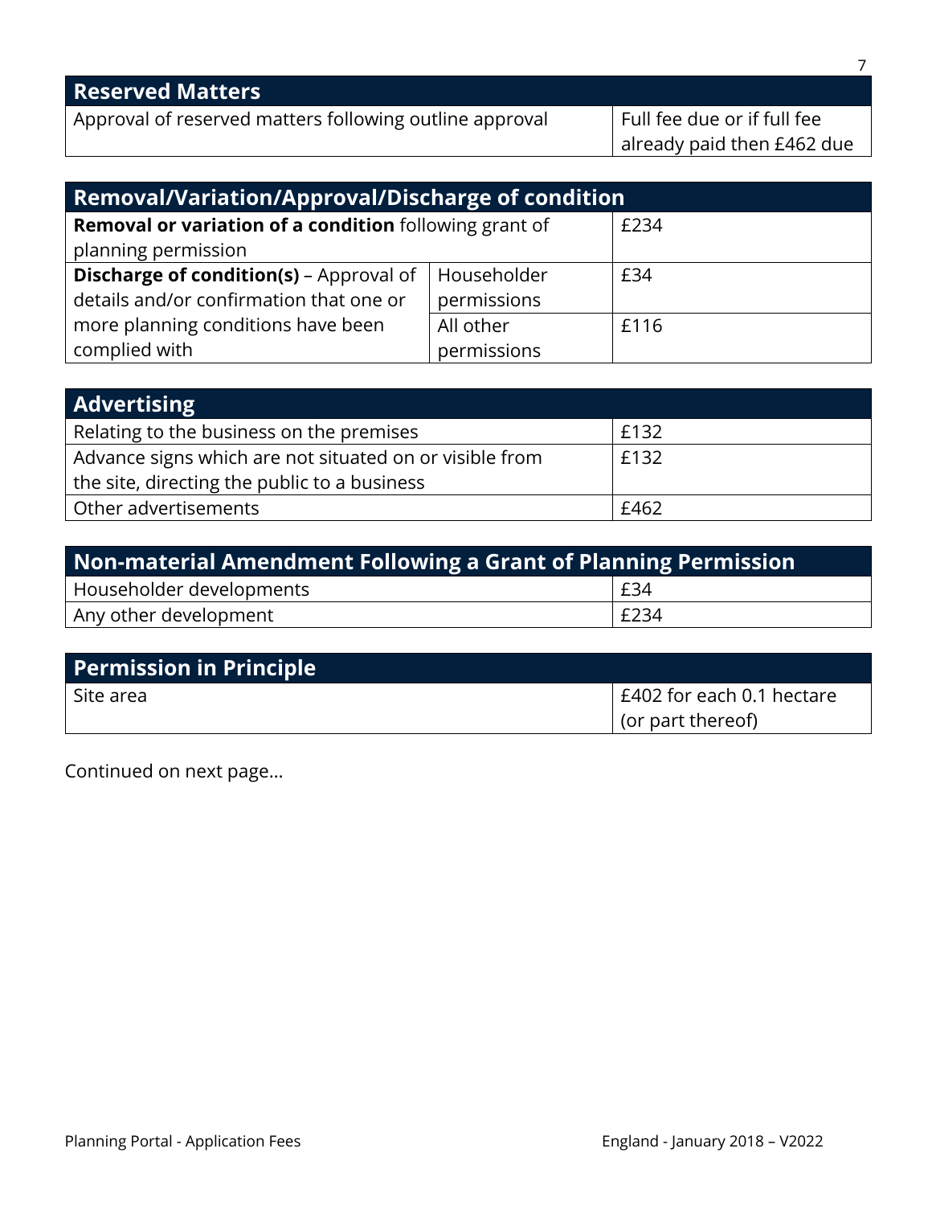| Reserved Matters | |
|---|---|
| Approval of reserved matters following outline approval | Full fee due or if full fee already paid then £462 due |

| Removal/Variation/Approval/Discharge of condition | | |
|---|---|---|
| **Removal or variation of a condition** following grant of planning permission | | £234 |
| **Discharge of condition(s)** – Approval of details and/or confirmation that one or more planning conditions have been complied with | Householder permissions | £34 |
| | All other permissions | £116 |

| Advertising | |
|---|---|
| Relating to the business on the premises | £132 |
| Advance signs which are not situated on or visible from the site, directing the public to a business | £132 |
| Other advertisements | £462 |

| Non-material Amendment Following a Grant of Planning Permission | |
|---|---|
| Householder developments | £34 |
| Any other development | £234 |

| Permission in Principle | |
|---|---|
| Site area | £402 for each 0.1 hectare (or part thereof) |

Continued on next page…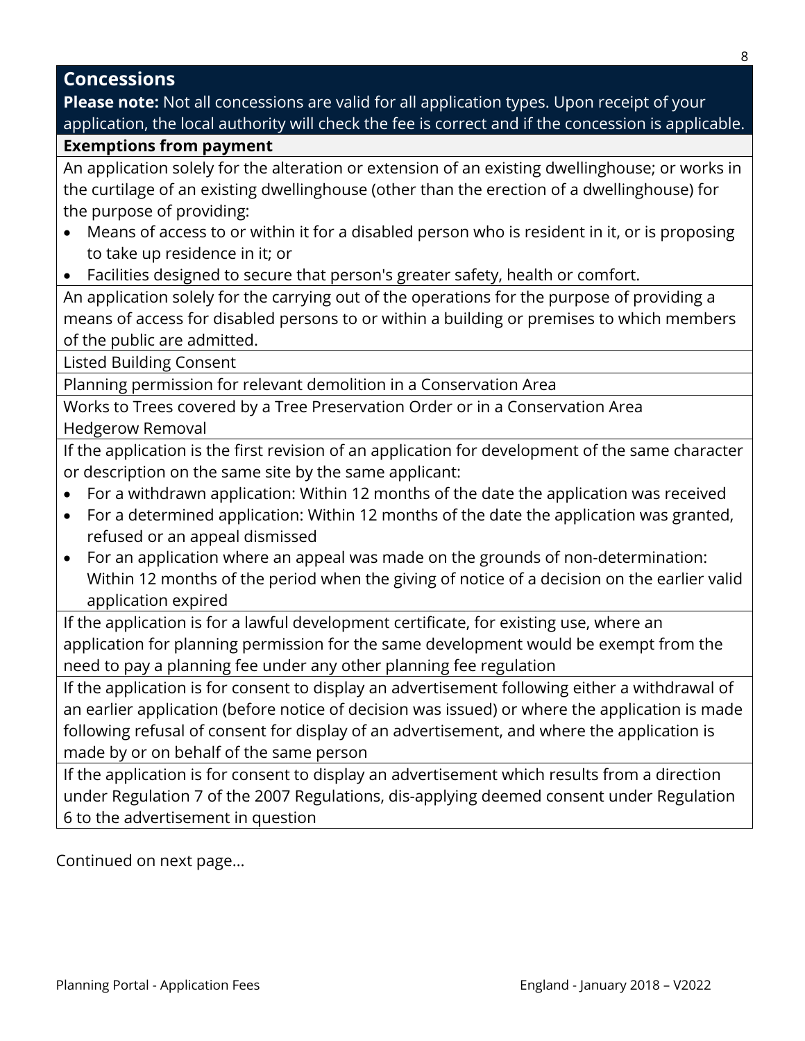## Concessions

**Please note:** Not all concessions are valid for all application types. Upon receipt of your application, the local authority will check the fee is correct and if the concession is applicable.

### Exemptions from payment

An application solely for the alteration or extension of an existing dwellinghouse; or works in the curtilage of an existing dwellinghouse (other than the erection of a dwellinghouse) for the purpose of providing:

- Means of access to or within it for a disabled person who is resident in it, or is proposing to take up residence in it; or
- Facilities designed to secure that person's greater safety, health or comfort.

An application solely for the carrying out of the operations for the purpose of providing a means of access for disabled persons to or within a building or premises to which members of the public are admitted.

Listed Building Consent

Planning permission for relevant demolition in a Conservation Area

Works to Trees covered by a Tree Preservation Order or in a Conservation Area
Hedgerow Removal

If the application is the first revision of an application for development of the same character or description on the same site by the same applicant:

- For a withdrawn application: Within 12 months of the date the application was received
- For a determined application: Within 12 months of the date the application was granted, refused or an appeal dismissed
- For an application where an appeal was made on the grounds of non-determination: Within 12 months of the period when the giving of notice of a decision on the earlier valid application expired

If the application is for a lawful development certificate, for existing use, where an application for planning permission for the same development would be exempt from the need to pay a planning fee under any other planning fee regulation

If the application is for consent to display an advertisement following either a withdrawal of an earlier application (before notice of decision was issued) or where the application is made following refusal of consent for display of an advertisement, and where the application is made by or on behalf of the same person

If the application is for consent to display an advertisement which results from a direction under Regulation 7 of the 2007 Regulations, dis-applying deemed consent under Regulation 6 to the advertisement in question

Continued on next page...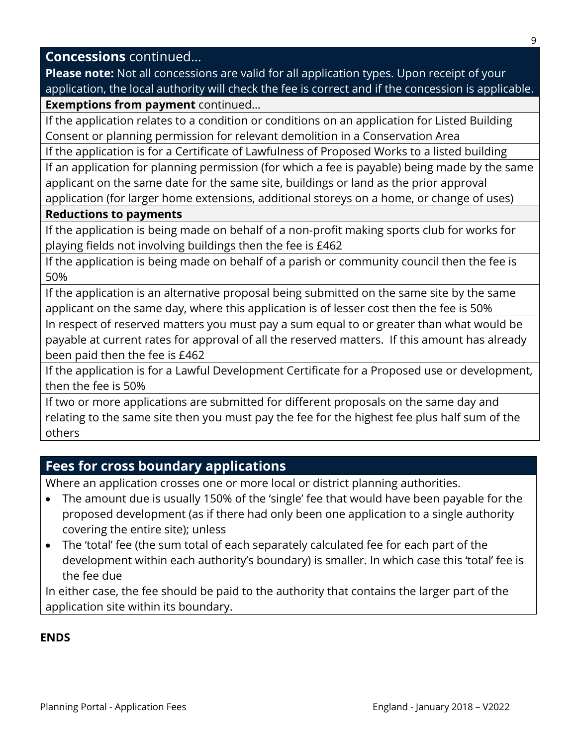## **Concessions** continued…

**Please note:** Not all concessions are valid for all application types. Upon receipt of your application, the local authority will check the fee is correct and if the concession is applicable.

| **Exemptions from payment** continued… |
|---|
| If the application relates to a condition or conditions on an application for Listed Building Consent or planning permission for relevant demolition in a Conservation Area |
| If the application is for a Certificate of Lawfulness of Proposed Works to a listed building |
| If an application for planning permission (for which a fee is payable) being made by the same applicant on the same date for the same site, buildings or land as the prior approval application (for larger home extensions, additional storeys on a home, or change of uses) |
| **Reductions to payments** |
| If the application is being made on behalf of a non-profit making sports club for works for playing fields not involving buildings then the fee is £462 |
| If the application is being made on behalf of a parish or community council then the fee is 50% |
| If the application is an alternative proposal being submitted on the same site by the same applicant on the same day, where this application is of lesser cost then the fee is 50% |
| In respect of reserved matters you must pay a sum equal to or greater than what would be payable at current rates for approval of all the reserved matters. If this amount has already been paid then the fee is £462 |
| If the application is for a Lawful Development Certificate for a Proposed use or development, then the fee is 50% |
| If two or more applications are submitted for different proposals on the same day and relating to the same site then you must pay the fee for the highest fee plus half sum of the others |

## Fees for cross boundary applications

Where an application crosses one or more local or district planning authorities.

- The amount due is usually 150% of the 'single' fee that would have been payable for the proposed development (as if there had only been one application to a single authority covering the entire site); unless
- The 'total' fee (the sum total of each separately calculated fee for each part of the development within each authority's boundary) is smaller. In which case this 'total' fee is the fee due

In either case, the fee should be paid to the authority that contains the larger part of the application site within its boundary.

**ENDS**